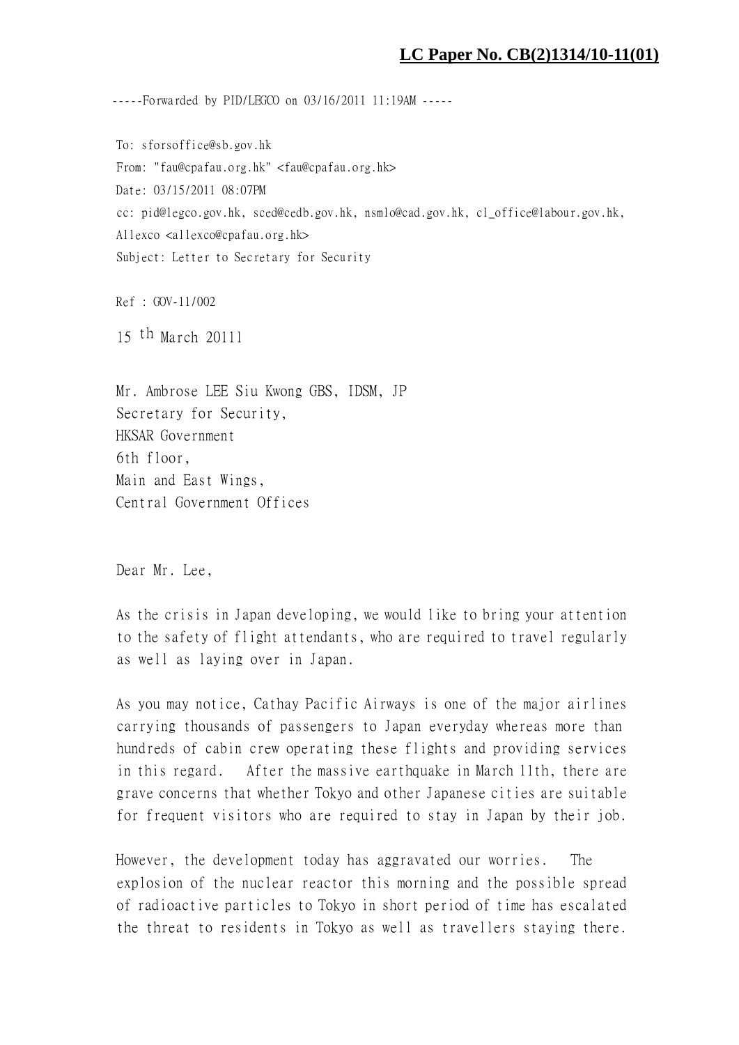**LC Paper No. CB(2)1314/10-11(01)**

-----Forwarded by PID/LEGCO on 03/16/2011 11:19AM -----

To: sforsoffice@sb.gov.hk
From: "fau@cpafau.org.hk" <fau@cpafau.org.hk>
Date: 03/15/2011 08:07PM
cc: pid@legco.gov.hk, sced@cedb.gov.hk, nsmlo@cad.gov.hk, cl_office@labour.gov.hk, Allexco <allexco@cpafau.org.hk>
Subject: Letter to Secretary for Security

Ref : GOV-11/002

15 th March 20111

Mr. Ambrose LEE Siu Kwong GBS, IDSM, JP
Secretary for Security,
HKSAR Government
6th floor,
Main and East Wings,
Central Government Offices

Dear Mr. Lee,

As the crisis in Japan developing, we would like to bring your attention to the safety of flight attendants, who are required to travel regularly as well as laying over in Japan.

As you may notice, Cathay Pacific Airways is one of the major airlines carrying thousands of passengers to Japan everyday whereas more than hundreds of cabin crew operating these flights and providing services in this regard. After the massive earthquake in March 11th, there are grave concerns that whether Tokyo and other Japanese cities are suitable for frequent visitors who are required to stay in Japan by their job.

However, the development today has aggravated our worries. The explosion of the nuclear reactor this morning and the possible spread of radioactive particles to Tokyo in short period of time has escalated the threat to residents in Tokyo as well as travellers staying there.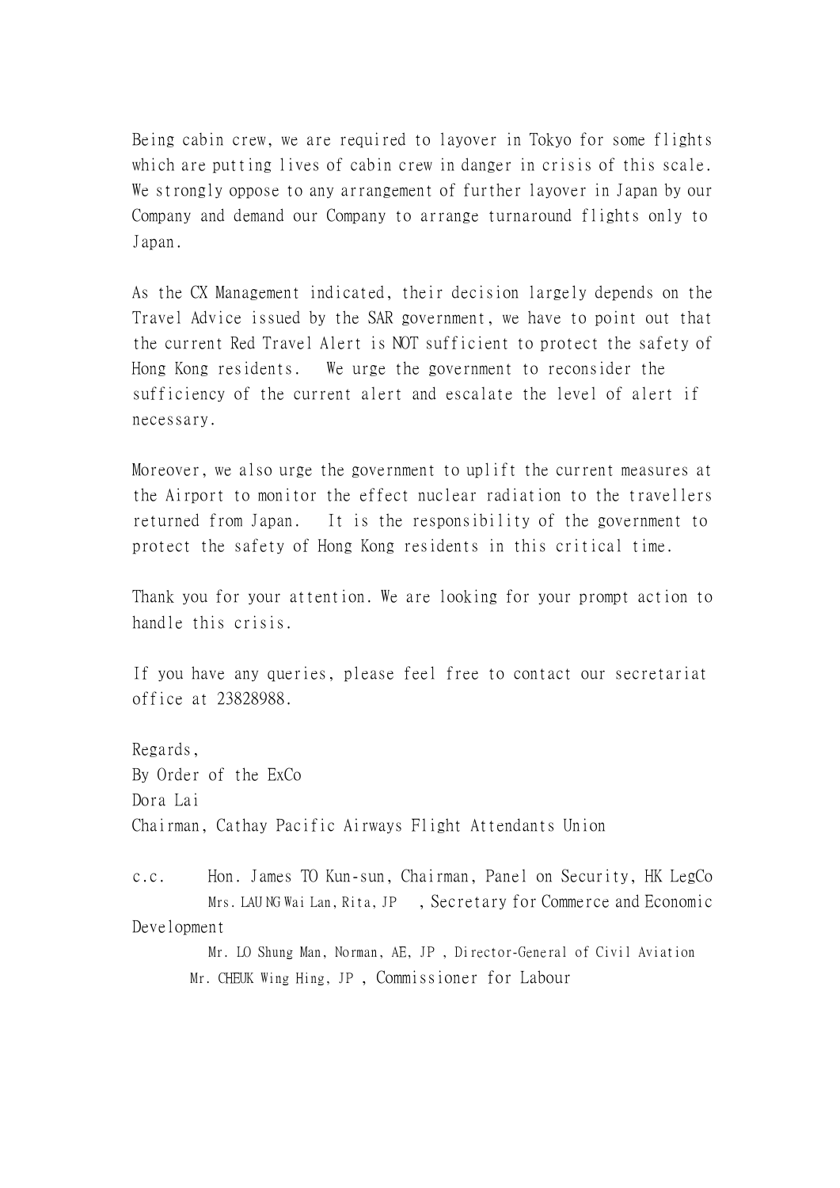Being cabin crew, we are required to layover in Tokyo for some flights which are putting lives of cabin crew in danger in crisis of this scale. We strongly oppose to any arrangement of further layover in Japan by our Company and demand our Company to arrange turnaround flights only to Japan.

As the CX Management indicated, their decision largely depends on the Travel Advice issued by the SAR government, we have to point out that the current Red Travel Alert is NOT sufficient to protect the safety of Hong Kong residents. We urge the government to reconsider the sufficiency of the current alert and escalate the level of alert if necessary.

Moreover, we also urge the government to uplift the current measures at the Airport to monitor the effect nuclear radiation to the travellers returned from Japan. It is the responsibility of the government to protect the safety of Hong Kong residents in this critical time.

Thank you for your attention. We are looking for your prompt action to handle this crisis.

If you have any queries, please feel free to contact our secretariat office at 23828988.

Regards,
By Order of the ExCo
Dora Lai
Chairman, Cathay Pacific Airways Flight Attendants Union

c.c. Hon. James TO Kun-sun, Chairman, Panel on Security, HK LegCo
Mrs. LAU NG Wai Lan, Rita, JP , Secretary for Commerce and Economic Development
Mr. LO Shung Man, Norman, AE, JP , Director-General of Civil Aviation
Mr. CHEUK Wing Hing, JP , Commissioner for Labour